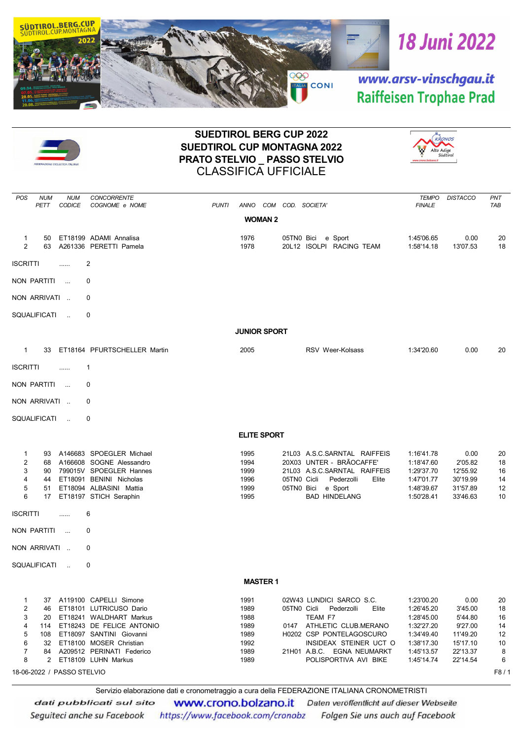SÜDTIROL.BERG.CUP
SÜDTIROL.CUP.MONTAGNA
2022

# 18 Juni 2022

www.arsv-vinschgau.it
Raiffeisen Trophae Prad

## SUEDTIROL BERG CUP 2022
## SUEDTIROL CUP MONTAGNA 2022
## PRATO STELVIO _ PASSO STELVIO
## CLASSIFICA UFFICIALE

### WOMAN 2

| POS | NUM PETT | NUM CODICE | CONCORRENTE COGNOME e NOME | PUNTI | ANNO | COM | COD. | SOCIETA' | TEMPO FINALE | DISTACCO | PNT TAB |
|---|---|---|---|---|---|---|---|---|---|---|---|
| 1 | 50 | ET18199 | ADAMI Annalisa | | 1976 | | 05TN0 | Bici e Sport | 1:45'06.65 | 0.00 | 20 |
| 2 | 63 | A261336 | PERETTI Pamela | | 1978 | | 20L12 | ISOLPI RACING TEAM | 1:58'14.18 | 13'07.53 | 18 |

ISCRITTI ...... 2

NON PARTITI ... 0

NON ARRIVATI .. 0

SQUALIFICATI .. 0

### JUNIOR SPORT

| POS | NUM PETT | NUM CODICE | CONCORRENTE COGNOME e NOME | PUNTI | ANNO | COM | COD. | SOCIETA' | TEMPO FINALE | DISTACCO | PNT TAB |
|---|---|---|---|---|---|---|---|---|---|---|---|
| 1 | 33 | ET18164 | PFURTSCHELLER Martin | | 2005 | | | RSV Weer-Kolsass | 1:34'20.60 | 0.00 | 20 |

ISCRITTI ...... 1

NON PARTITI ... 0

NON ARRIVATI .. 0

SQUALIFICATI .. 0

### ELITE SPORT

| POS | NUM PETT | NUM CODICE | CONCORRENTE COGNOME e NOME | PUNTI | ANNO | COM | COD. | SOCIETA' | TEMPO FINALE | DISTACCO | PNT TAB |
|---|---|---|---|---|---|---|---|---|---|---|---|
| 1 | 93 | A146683 | SPOEGLER Michael | | 1995 | | 21L03 | A.S.C.SARNTAL RAIFFEIS | 1:16'41.78 | 0.00 | 20 |
| 2 | 68 | A166608 | SOGNE Alessandro | | 1994 | | 20X03 | UNTER - BRÃOCAFFE' | 1:18'47.60 | 2'05.82 | 18 |
| 3 | 90 | 799015V | SPOEGLER Hannes | | 1999 | | 21L03 | A.S.C.SARNTAL RAIFFEIS | 1:29'37.70 | 12'55.92 | 16 |
| 4 | 44 | ET18091 | BENINI Nicholas | | 1996 | | 05TN0 | Cicli Pederzolli Elite | 1:47'01.77 | 30'19.99 | 14 |
| 5 | 51 | ET18094 | ALBASINI Mattia | | 1999 | | 05TN0 | Bici e Sport | 1:48'39.67 | 31'57.89 | 12 |
| 6 | 17 | ET18197 | STICH Seraphin | | 1995 | | | BAD HINDELANG | 1:50'28.41 | 33'46.63 | 10 |

ISCRITTI ...... 6

NON PARTITI ... 0

NON ARRIVATI .. 0

SQUALIFICATI .. 0

### MASTER 1

| POS | NUM PETT | NUM CODICE | CONCORRENTE COGNOME e NOME | PUNTI | ANNO | COM | COD. | SOCIETA' | TEMPO FINALE | DISTACCO | PNT TAB |
|---|---|---|---|---|---|---|---|---|---|---|---|
| 1 | 37 | A119100 | CAPELLI Simone | | 1991 | | 02W43 | LUNDICI SARCO S.C. | 1:23'00.20 | 0.00 | 20 |
| 2 | 46 | ET18101 | LUTRICUSO Dario | | 1989 | | 05TN0 | Cicli Pederzolli Elite | 1:26'45.20 | 3'45.00 | 18 |
| 3 | 20 | ET18241 | WALDHART Markus | | 1988 | | | TEAM F7 | 1:28'45.00 | 5'44.80 | 16 |
| 4 | 114 | ET18243 | DE FELICE ANTONIO | | 1989 | | 0147 | ATHLETIC CLUB.MERANO | 1:32'27.20 | 9'27.00 | 14 |
| 5 | 108 | ET18097 | SANTINI Giovanni | | 1989 | | H0202 | CSP PONTELAGOSCURO | 1:34'49.40 | 11'49.20 | 12 |
| 6 | 32 | ET18100 | MOSER Christian | | 1992 | | | INSIDEAX STEINER UCT O | 1:38'17.30 | 15'17.10 | 10 |
| 7 | 84 | A209512 | PERINATI Federico | | 1989 | | 21H01 | A.B.C. EGNA NEUMARKT | 1:45'13.57 | 22'13.37 | 8 |
| 8 | 2 | ET18109 | LUHN Markus | | 1989 | | | POLISPORTIVA AVI BIKE | 1:45'14.74 | 22'14.54 | 6 |

18-06-2022 / PASSO STELVIO

Servizio elaborazione dati e cronometraggio a cura della FEDERAZIONE ITALIANA CRONOMETRISTI

dati pubblicati sul sito www.crono.bolzano.it Daten veröffentlicht auf dieser Webseite

Seguiteci anche su Facebook https://www.facebook.com/cronobz Folgen Sie uns auch auf Facebook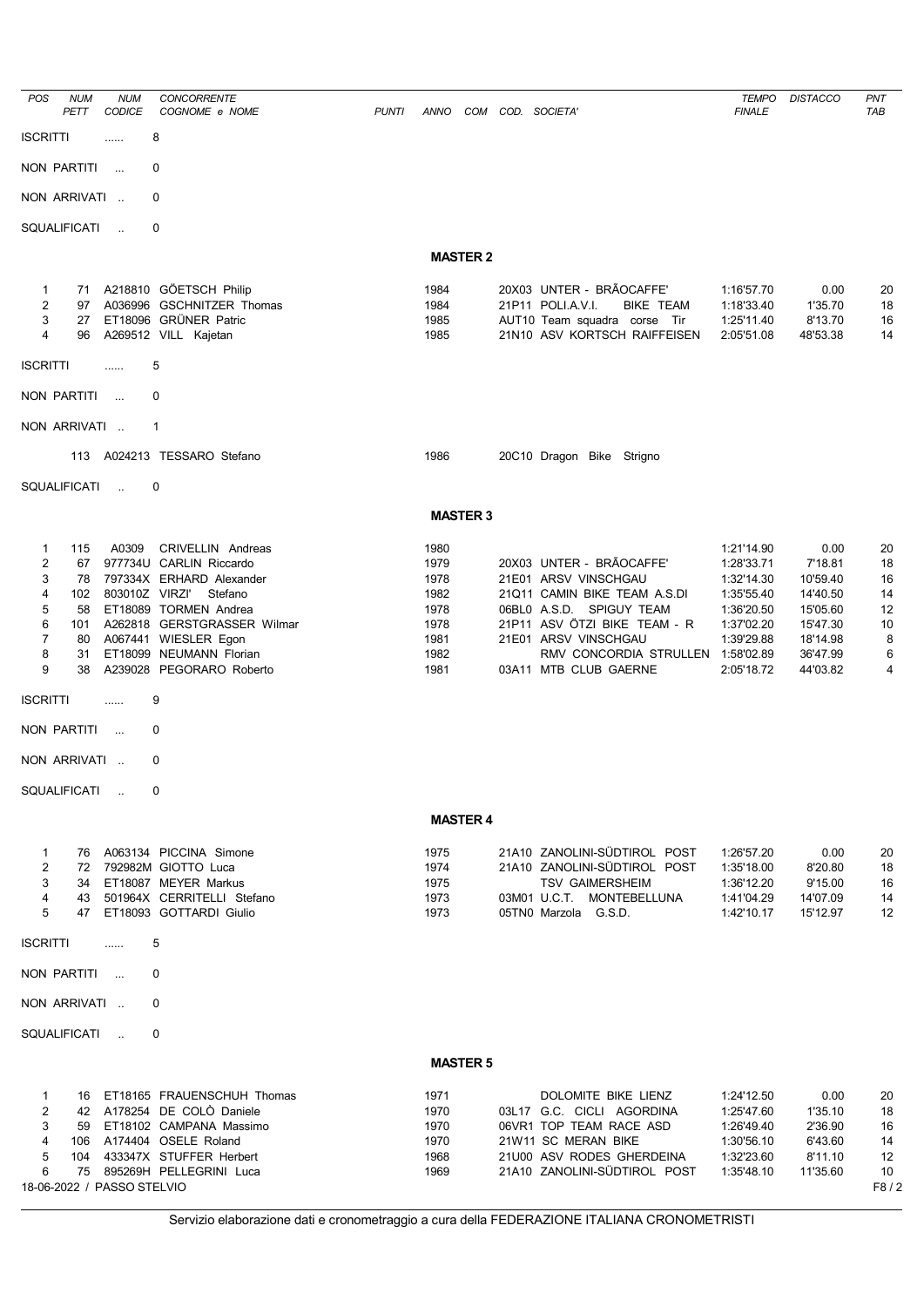| POS | NUM PETT | NUM CODICE | CONCORRENTE COGNOME e NOME | PUNTI | ANNO | COM | COD. SOCIETA' | TEMPO FINALE | DISTACCO | PNT TAB |
|---|---|---|---|---|---|---|---|---|---|---|

ISCRITTI ...... 8

NON PARTITI ... 0

NON ARRIVATI .. 0

SQUALIFICATI .. 0

## MASTER 2

| POS | NUM PETT | NUM CODICE | CONCORRENTE COGNOME e NOME | PUNTI | ANNO | COM | COD. SOCIETA' | TEMPO FINALE | DISTACCO | PNT TAB |
|---|---|---|---|---|---|---|---|---|---|---|
| 1 | 71 | A218810 | GÖETSCH Philip | | 1984 | | 20X03 UNTER - BRÄOCAFFE' | 1:16'57.70 | 0.00 | 20 |
| 2 | 97 | A036996 | GSCHNITZER Thomas | | 1984 | | 21P11 POLI.A.V.I. BIKE TEAM | 1:18'33.40 | 1'35.70 | 18 |
| 3 | 27 | ET18096 | GRÜNER Patric | | 1985 | | AUT10 Team squadra corse Tir | 1:25'11.40 | 8'13.70 | 16 |
| 4 | 96 | A269512 | VILL Kajetan | | 1985 | | 21N10 ASV KORTSCH RAIFFEISEN | 2:05'51.08 | 48'53.38 | 14 |

ISCRITTI ...... 5

NON PARTITI ... 0

NON ARRIVATI .. 1

| | NUM PETT | NUM CODICE | CONCORRENTE COGNOME e NOME | ANNO | COD. SOCIETA' |
|---|---|---|---|---|---|
| | 113 | A024213 | TESSARO Stefano | 1986 | 20C10 Dragon Bike Strigno |

SQUALIFICATI .. 0

## MASTER 3

| POS | NUM PETT | NUM CODICE | CONCORRENTE COGNOME e NOME | PUNTI | ANNO | COM | COD. SOCIETA' | TEMPO FINALE | DISTACCO | PNT TAB |
|---|---|---|---|---|---|---|---|---|---|---|
| 1 | 115 | A0309 | CRIVELLIN Andreas | | 1980 | | | 1:21'14.90 | 0.00 | 20 |
| 2 | 67 | 977734U | CARLIN Riccardo | | 1979 | | 20X03 UNTER - BRÄOCAFFE' | 1:28'33.71 | 7'18.81 | 18 |
| 3 | 78 | 797334X | ERHARD Alexander | | 1978 | | 21E01 ARSV VINSCHGAU | 1:32'14.30 | 10'59.40 | 16 |
| 4 | 102 | 803010Z | VIRZI' Stefano | | 1982 | | 21Q11 CAMIN BIKE TEAM A.S.DI | 1:35'55.40 | 14'40.50 | 14 |
| 5 | 58 | ET18089 | TORMEN Andrea | | 1978 | | 06BL0 A.S.D. SPIGUY TEAM | 1:36'20.50 | 15'05.60 | 12 |
| 6 | 101 | A262818 | GERSTGRASSER Wilmar | | 1978 | | 21P11 ASV ÖTZI BIKE TEAM - R | 1:37'02.20 | 15'47.30 | 10 |
| 7 | 80 | A067441 | WIESLER Egon | | 1981 | | 21E01 ARSV VINSCHGAU | 1:39'29.88 | 18'14.98 | 8 |
| 8 | 31 | ET18099 | NEUMANN Florian | | 1982 | | RMV CONCORDIA STRULLEN | 1:58'02.89 | 36'47.99 | 6 |
| 9 | 38 | A239028 | PEGORARO Roberto | | 1981 | | 03A11 MTB CLUB GAERNE | 2:05'18.72 | 44'03.82 | 4 |

ISCRITTI ...... 9

NON PARTITI ... 0

NON ARRIVATI .. 0

SQUALIFICATI .. 0

## MASTER 4

| POS | NUM PETT | NUM CODICE | CONCORRENTE COGNOME e NOME | PUNTI | ANNO | COM | COD. SOCIETA' | TEMPO FINALE | DISTACCO | PNT TAB |
|---|---|---|---|---|---|---|---|---|---|---|
| 1 | 76 | A063134 | PICCINA Simone | | 1975 | | 21A10 ZANOLINI-SÜDTIROL POST | 1:26'57.20 | 0.00 | 20 |
| 2 | 72 | 792982M | GIOTTO Luca | | 1974 | | 21A10 ZANOLINI-SÜDTIROL POST | 1:35'18.00 | 8'20.80 | 18 |
| 3 | 34 | ET18087 | MEYER Markus | | 1975 | | TSV GAIMERSHEIM | 1:36'12.20 | 9'15.00 | 16 |
| 4 | 43 | 501964X | CERRITELLI Stefano | | 1973 | | 03M01 U.C.T. MONTEBELLUNA | 1:41'04.29 | 14'07.09 | 14 |
| 5 | 47 | ET18093 | GOTTARDI Giulio | | 1973 | | 05TN0 Marzola G.S.D. | 1:42'10.17 | 15'12.97 | 12 |

ISCRITTI ...... 5

NON PARTITI ... 0

NON ARRIVATI .. 0

SQUALIFICATI .. 0

## MASTER 5

| POS | NUM PETT | NUM CODICE | CONCORRENTE COGNOME e NOME | PUNTI | ANNO | COM | COD. SOCIETA' | TEMPO FINALE | DISTACCO | PNT TAB |
|---|---|---|---|---|---|---|---|---|---|---|
| 1 | 16 | ET18165 | FRAUENSCHUH Thomas | | 1971 | | DOLOMITE BIKE LIENZ | 1:24'12.50 | 0.00 | 20 |
| 2 | 42 | A178254 | DE COLÒ Daniele | | 1970 | | 03L17 G.C. CICLI AGORDINA | 1:25'47.60 | 1'35.10 | 18 |
| 3 | 59 | ET18102 | CAMPANA Massimo | | 1970 | | 06VR1 TOP TEAM RACE ASD | 1:26'49.40 | 2'36.90 | 16 |
| 4 | 106 | A174404 | OSELE Roland | | 1970 | | 21W11 SC MERAN BIKE | 1:30'56.10 | 6'43.60 | 14 |
| 5 | 104 | 433347X | STUFFER Herbert | | 1968 | | 21U00 ASV RODES GHERDEINA | 1:32'23.60 | 8'11.10 | 12 |
| 6 | 75 | 895269H | PELLEGRINI Luca | | 1969 | | 21A10 ZANOLINI-SÜDTIROL POST | 1:35'48.10 | 11'35.60 | 10 |

18-06-2022 / PASSO STELVIO

Servizio elaborazione dati e cronometraggio a cura della FEDERAZIONE ITALIANA CRONOMETRISTI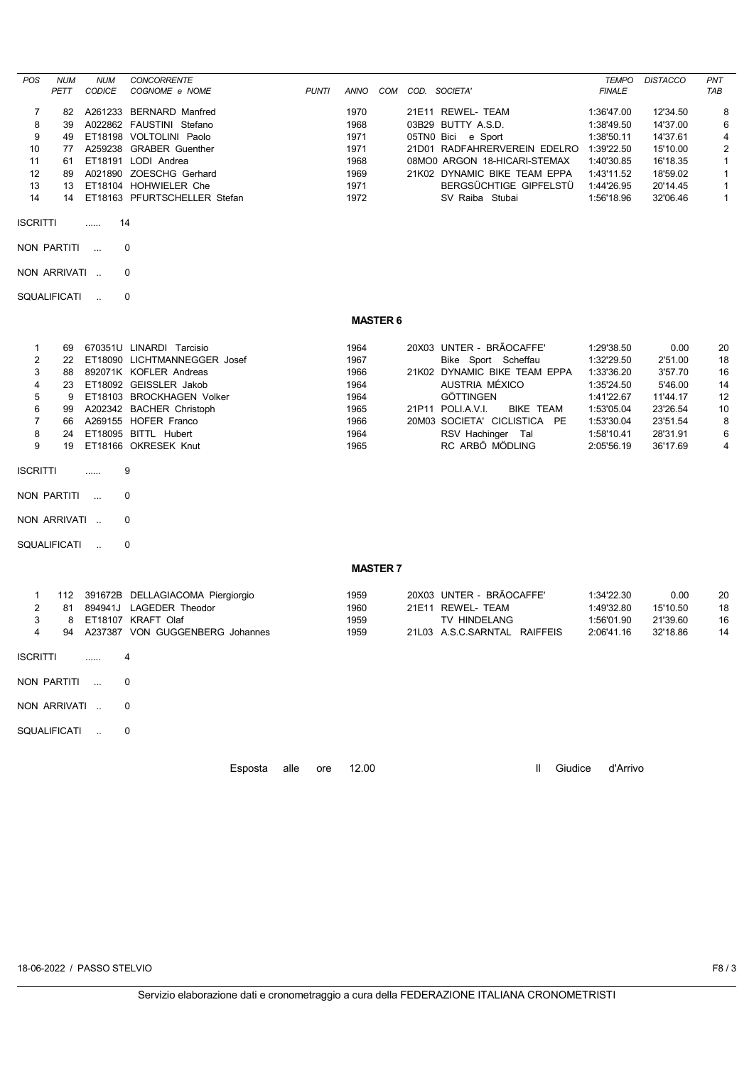| POS | NUM PETT | NUM CODICE | CONCORRENTE COGNOME e NOME | PUNTI | ANNO | COM | COD. | SOCIETA' | TEMPO FINALE | DISTACCO | PNT TAB |
|---|---|---|---|---|---|---|---|---|---|---|---|
| 7 | 82 | A261233 | BERNARD Manfred | | 1970 | | 21E11 | REWEL- TEAM | 1:36'47.00 | 12'34.50 | 8 |
| 8 | 39 | A022862 | FAUSTINI Stefano | | 1968 | | 03B29 | BUTTY A.S.D. | 1:38'49.50 | 14'37.00 | 6 |
| 9 | 49 | ET18198 | VOLTOLINI Paolo | | 1971 | | 05TN0 | Bici e Sport | 1:38'50.11 | 14'37.61 | 4 |
| 10 | 77 | A259238 | GRABER Guenther | | 1971 | | 21D01 | RADFAHRERVEREIN EDELRO | 1:39'22.50 | 15'10.00 | 2 |
| 11 | 61 | ET18191 | LODI Andrea | | 1968 | | 08MO0 | ARGON 18-HICARI-STEMAX | 1:40'30.85 | 16'18.35 | 1 |
| 12 | 89 | A021890 | ZOESCHG Gerhard | | 1969 | | 21K02 | DYNAMIC BIKE TEAM EPPA | 1:43'11.52 | 18'59.02 | 1 |
| 13 | 13 | ET18104 | HOHWIELER Che | | 1971 | | | BERGSÜCHTIGE GIPFELSTÜ | 1:44'26.95 | 20'14.45 | 1 |
| 14 | 14 | ET18163 | PFURTSCHELLER Stefan | | 1972 | | | SV Raiba Stubai | 1:56'18.96 | 32'06.46 | 1 |

ISCRITTI ...... 14

NON PARTITI ... 0

NON ARRIVATI .. 0

SQUALIFICATI .. 0

## MASTER 6

| POS | NUM PETT | NUM CODICE | CONCORRENTE COGNOME e NOME | PUNTI | ANNO | COM | COD. | SOCIETA' | TEMPO FINALE | DISTACCO | PNT TAB |
|---|---|---|---|---|---|---|---|---|---|---|---|
| 1 | 69 | 670351U | LINARDI Tarcisio | | 1964 | | 20X03 | UNTER - BRĂOCAFFE' | 1:29'38.50 | 0.00 | 20 |
| 2 | 22 | ET18090 | LICHTMANNEGGER Josef | | 1967 | | | Bike Sport Scheffau | 1:32'29.50 | 2'51.00 | 18 |
| 3 | 88 | 892071K | KOFLER Andreas | | 1966 | | 21K02 | DYNAMIC BIKE TEAM EPPA | 1:33'36.20 | 3'57.70 | 16 |
| 4 | 23 | ET18092 | GEISSLER Jakob | | 1964 | | | AUSTRIA MÉXICO | 1:35'24.50 | 5'46.00 | 14 |
| 5 | 9 | ET18103 | BROCKHAGEN Volker | | 1964 | | | GÖTTINGEN | 1:41'22.67 | 11'44.17 | 12 |
| 6 | 99 | A202342 | BACHER Christoph | | 1965 | | 21P11 | POLI.A.V.I. BIKE TEAM | 1:53'05.04 | 23'26.54 | 10 |
| 7 | 66 | A269155 | HOFER Franco | | 1966 | | 20M03 | SOCIETA' CICLISTICA PE | 1:53'30.04 | 23'51.54 | 8 |
| 8 | 24 | ET18095 | BITTL Hubert | | 1964 | | | RSV Hachinger Tal | 1:58'10.41 | 28'31.91 | 6 |
| 9 | 19 | ET18166 | OKRESEK Knut | | 1965 | | | RC ARBÖ MÖDLING | 2:05'56.19 | 36'17.69 | 4 |

ISCRITTI ...... 9

NON PARTITI ... 0

NON ARRIVATI .. 0

SQUALIFICATI .. 0

## MASTER 7

| POS | NUM PETT | NUM CODICE | CONCORRENTE COGNOME e NOME | PUNTI | ANNO | COM | COD. | SOCIETA' | TEMPO FINALE | DISTACCO | PNT TAB |
|---|---|---|---|---|---|---|---|---|---|---|---|
| 1 | 112 | 391672B | DELLAGIACOMA Piergiorgio | | 1959 | | 20X03 | UNTER - BRĂOCAFFE' | 1:34'22.30 | 0.00 | 20 |
| 2 | 81 | 894941J | LAGEDER Theodor | | 1960 | | 21E11 | REWEL- TEAM | 1:49'32.80 | 15'10.50 | 18 |
| 3 | 8 | ET18107 | KRAFT Olaf | | 1959 | | | TV HINDELANG | 1:56'01.90 | 21'39.60 | 16 |
| 4 | 94 | A237387 | VON GUGGENBERG Johannes | | 1959 | | 21L03 | A.S.C.SARNTAL RAIFFEIS | 2:06'41.16 | 32'18.86 | 14 |

ISCRITTI ...... 4

NON PARTITI ... 0

NON ARRIVATI .. 0

SQUALIFICATI .. 0

Esposta alle ore 12.00 | Il Giudice d'Arrivo

18-06-2022 / PASSO STELVIO

Servizio elaborazione dati e cronometraggio a cura della FEDERAZIONE ITALIANA CRONOMETRISTI